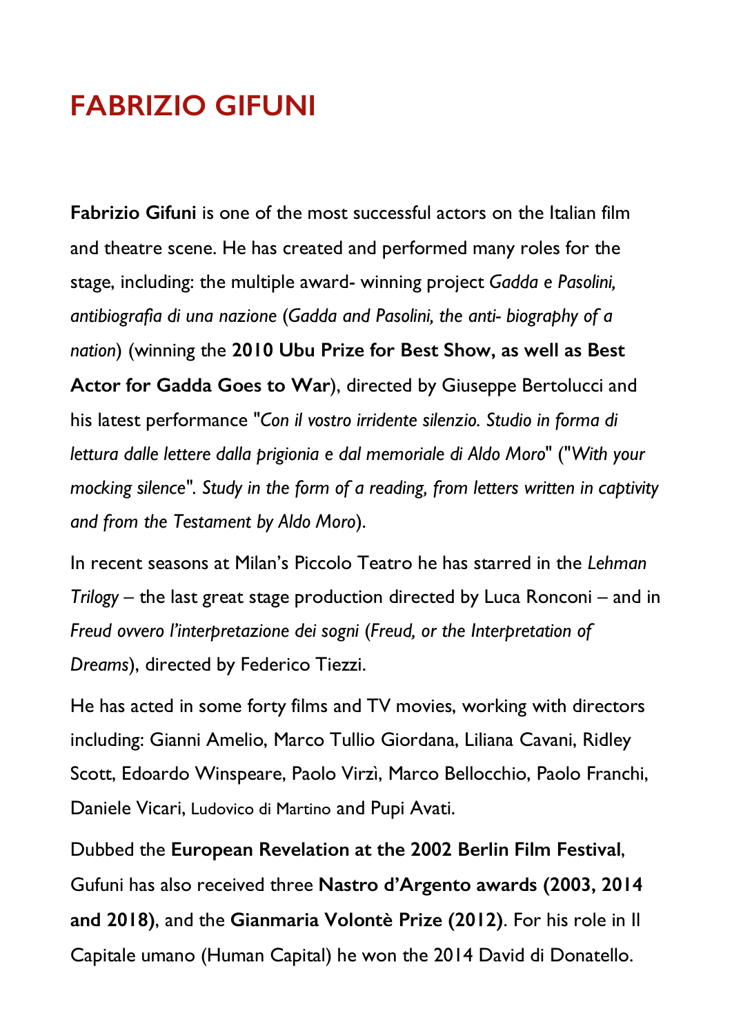# FABRIZIO GIFUNI

**Fabrizio Gifuni** is one of the most successful actors on the Italian film and theatre scene. He has created and performed many roles for the stage, including: the multiple award- winning project *Gadda e Pasolini, antibiografia di una nazione* (*Gadda and Pasolini, the anti- biography of a nation*) (winning the **2010 Ubu Prize for Best Show, as well as Best Actor for Gadda Goes to War**), directed by Giuseppe Bertolucci and his latest performance "*Con il vostro irridente silenzio. Studio in forma di lettura dalle lettere dalla prigionia e dal memoriale di Aldo Moro*" ("*With your mocking silence*". *Study in the form of a reading, from letters written in captivity and from the Testament by Aldo Moro*).

In recent seasons at Milan's Piccolo Teatro he has starred in the *Lehman Trilogy* – the last great stage production directed by Luca Ronconi – and in *Freud ovvero l'interpretazione dei sogni* (*Freud, or the Interpretation of Dreams*), directed by Federico Tiezzi.

He has acted in some forty films and TV movies, working with directors including: Gianni Amelio, Marco Tullio Giordana, Liliana Cavani, Ridley Scott, Edoardo Winspeare, Paolo Virzì, Marco Bellocchio, Paolo Franchi, Daniele Vicari, Ludovico di Martino and Pupi Avati.

Dubbed the **European Revelation at the 2002 Berlin Film Festival**, Gufuni has also received three **Nastro d'Argento awards (2003, 2014 and 2018)**, and the **Gianmaria Volontè Prize (2012)**. For his role in Il Capitale umano (Human Capital) he won the 2014 David di Donatello.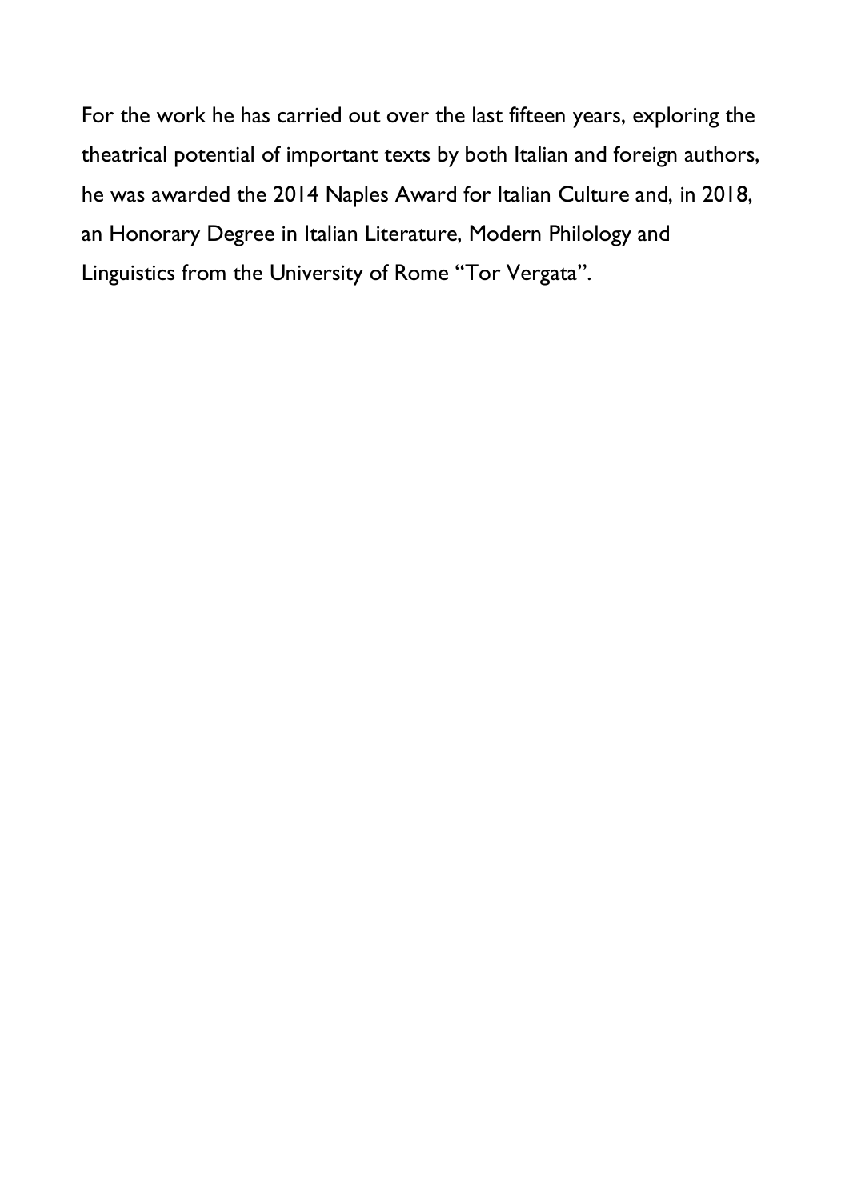For the work he has carried out over the last fifteen years, exploring the theatrical potential of important texts by both Italian and foreign authors, he was awarded the 2014 Naples Award for Italian Culture and, in 2018, an Honorary Degree in Italian Literature, Modern Philology and Linguistics from the University of Rome “Tor Vergata”.